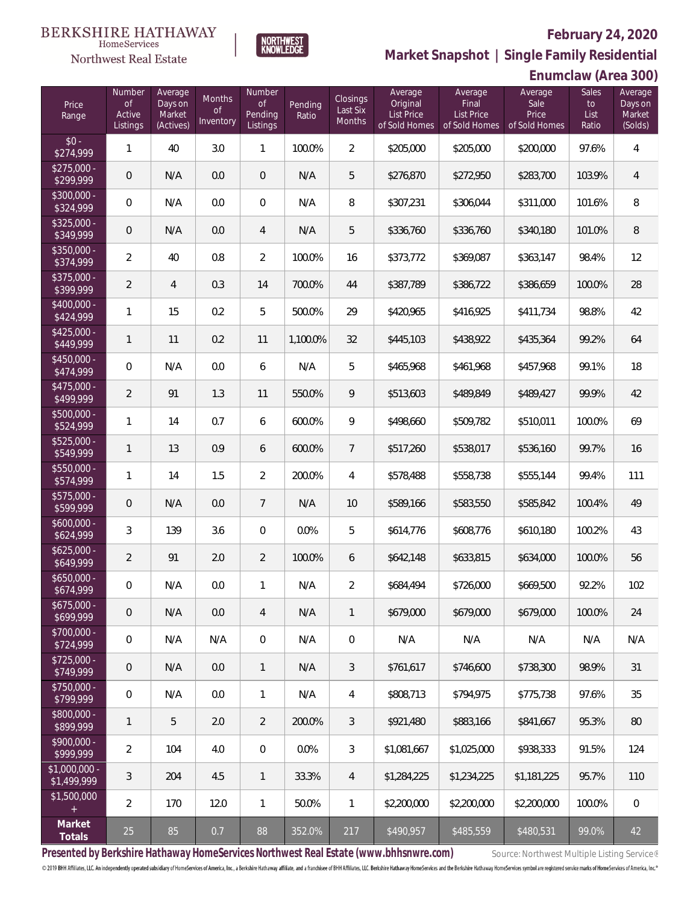BERKSHIRE HATHAWAY HomeServices Northwest Real Estate

NORTHWEST KNOWLEDGE

**February 24, 2020**

## Market Snapshot | Single Family Residential

### Enumclaw (Area 300)

| Price Range | Number of Active Listings | Average Days on Market (Actives) | Months of Inventory | Number of Pending Listings | Pending Ratio | Closings Last Six Months | Average Original List Price of Sold Homes | Average Final List Price of Sold Homes | Average Sale Price of Sold Homes | Sales to List Ratio | Average Days on Market (Solds) |
|---|---|---|---|---|---|---|---|---|---|---|---|
| $0 - $274,999 | 1 | 40 | 3.0 | 1 | 100.0% | 2 | $205,000 | $205,000 | $200,000 | 97.6% | 4 |
| $275,000 - $299,999 | 0 | N/A | 0.0 | 0 | N/A | 5 | $276,870 | $272,950 | $283,700 | 103.9% | 4 |
| $300,000 - $324,999 | 0 | N/A | 0.0 | 0 | N/A | 8 | $307,231 | $306,044 | $311,000 | 101.6% | 8 |
| $325,000 - $349,999 | 0 | N/A | 0.0 | 4 | N/A | 5 | $336,760 | $336,760 | $340,180 | 101.0% | 8 |
| $350,000 - $374,999 | 2 | 40 | 0.8 | 2 | 100.0% | 16 | $373,772 | $369,087 | $363,147 | 98.4% | 12 |
| $375,000 - $399,999 | 2 | 4 | 0.3 | 14 | 700.0% | 44 | $387,789 | $386,722 | $386,659 | 100.0% | 28 |
| $400,000 - $424,999 | 1 | 15 | 0.2 | 5 | 500.0% | 29 | $420,965 | $416,925 | $411,734 | 98.8% | 42 |
| $425,000 - $449,999 | 1 | 11 | 0.2 | 11 | 1,100.0% | 32 | $445,103 | $438,922 | $435,364 | 99.2% | 64 |
| $450,000 - $474,999 | 0 | N/A | 0.0 | 6 | N/A | 5 | $465,968 | $461,968 | $457,968 | 99.1% | 18 |
| $475,000 - $499,999 | 2 | 91 | 1.3 | 11 | 550.0% | 9 | $513,603 | $489,849 | $489,427 | 99.9% | 42 |
| $500,000 - $524,999 | 1 | 14 | 0.7 | 6 | 600.0% | 9 | $498,660 | $509,782 | $510,011 | 100.0% | 69 |
| $525,000 - $549,999 | 1 | 13 | 0.9 | 6 | 600.0% | 7 | $517,260 | $538,017 | $536,160 | 99.7% | 16 |
| $550,000 - $574,999 | 1 | 14 | 1.5 | 2 | 200.0% | 4 | $578,488 | $558,738 | $555,144 | 99.4% | 111 |
| $575,000 - $599,999 | 0 | N/A | 0.0 | 7 | N/A | 10 | $589,166 | $583,550 | $585,842 | 100.4% | 49 |
| $600,000 - $624,999 | 3 | 139 | 3.6 | 0 | 0.0% | 5 | $614,776 | $608,776 | $610,180 | 100.2% | 43 |
| $625,000 - $649,999 | 2 | 91 | 2.0 | 2 | 100.0% | 6 | $642,148 | $633,815 | $634,000 | 100.0% | 56 |
| $650,000 - $674,999 | 0 | N/A | 0.0 | 1 | N/A | 2 | $684,494 | $726,000 | $669,500 | 92.2% | 102 |
| $675,000 - $699,999 | 0 | N/A | 0.0 | 4 | N/A | 1 | $679,000 | $679,000 | $679,000 | 100.0% | 24 |
| $700,000 - $724,999 | 0 | N/A | N/A | 0 | N/A | 0 | N/A | N/A | N/A | N/A | N/A |
| $725,000 - $749,999 | 0 | N/A | 0.0 | 1 | N/A | 3 | $761,617 | $746,600 | $738,300 | 98.9% | 31 |
| $750,000 - $799,999 | 0 | N/A | 0.0 | 1 | N/A | 4 | $808,713 | $794,975 | $775,738 | 97.6% | 35 |
| $800,000 - $899,999 | 1 | 5 | 2.0 | 2 | 200.0% | 3 | $921,480 | $883,166 | $841,667 | 95.3% | 80 |
| $900,000 - $999,999 | 2 | 104 | 4.0 | 0 | 0.0% | 3 | $1,081,667 | $1,025,000 | $938,333 | 91.5% | 124 |
| $1,000,000 - $1,499,999 | 3 | 204 | 4.5 | 1 | 33.3% | 4 | $1,284,225 | $1,234,225 | $1,181,225 | 95.7% | 110 |
| $1,500,000 + | 2 | 170 | 12.0 | 1 | 50.0% | 1 | $2,200,000 | $2,200,000 | $2,200,000 | 100.0% | 0 |
| **Market Totals** | 25 | 85 | 0.7 | 88 | 352.0% | 217 | $490,957 | $485,559 | $480,531 | 99.0% | 42 |

**Presented by Berkshire Hathaway HomeServices Northwest Real Estate (www.bhhsnwre.com)**

Source: Northwest Multiple Listing Service®

© 2019 BHH Affiliates, LLC. An independently operated subsidiary of HomeServices of America, Inc., a Berkshire Hathaway affiliate, and a franchisee of BHH Affiliates, LLC. Berkshire Hathaway HomeServices and the Berkshire Hathaway HomeServices symbol are registered service marks of HomeServices of America, Inc.®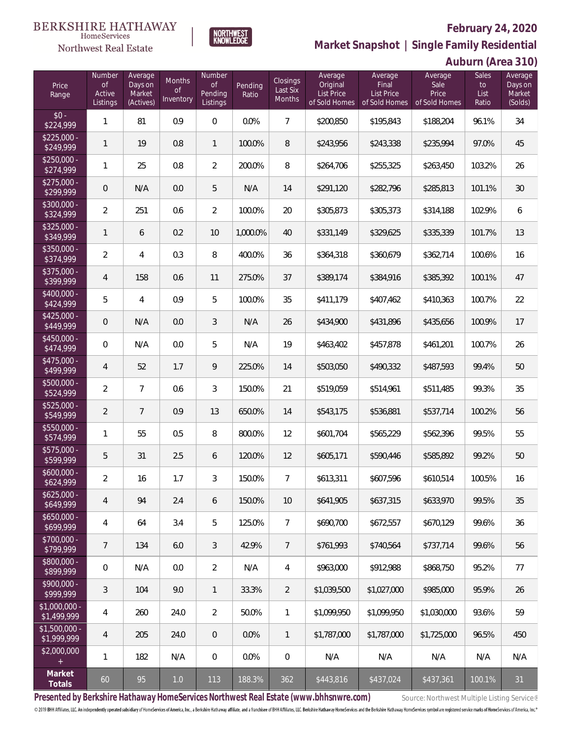BERKSHIRE HATHAWAY HomeServices Northwest Real Estate | NORTHWEST KNOWLEDGE

# February 24, 2020

## Market Snapshot | Single Family Residential

### Auburn (Area 310)

| Price Range | Number of Active Listings | Average Days on Market (Actives) | Months of Inventory | Number of Pending Listings | Pending Ratio | Closings Last Six Months | Average Original List Price of Sold Homes | Average Final List Price of Sold Homes | Average Sale Price of Sold Homes | Sales to List Ratio | Average Days on Market (Solds) |
|---|---|---|---|---|---|---|---|---|---|---|---|
| $0 - $224,999 | 1 | 81 | 0.9 | 0 | 0.0% | 7 | $200,850 | $195,843 | $188,204 | 96.1% | 34 |
| $225,000 - $249,999 | 1 | 19 | 0.8 | 1 | 100.0% | 8 | $243,956 | $243,338 | $235,994 | 97.0% | 45 |
| $250,000 - $274,999 | 1 | 25 | 0.8 | 2 | 200.0% | 8 | $264,706 | $255,325 | $263,450 | 103.2% | 26 |
| $275,000 - $299,999 | 0 | N/A | 0.0 | 5 | N/A | 14 | $291,120 | $282,796 | $285,813 | 101.1% | 30 |
| $300,000 - $324,999 | 2 | 251 | 0.6 | 2 | 100.0% | 20 | $305,873 | $305,373 | $314,188 | 102.9% | 6 |
| $325,000 - $349,999 | 1 | 6 | 0.2 | 10 | 1,000.0% | 40 | $331,149 | $329,625 | $335,339 | 101.7% | 13 |
| $350,000 - $374,999 | 2 | 4 | 0.3 | 8 | 400.0% | 36 | $364,318 | $360,679 | $362,714 | 100.6% | 16 |
| $375,000 - $399,999 | 4 | 158 | 0.6 | 11 | 275.0% | 37 | $389,174 | $384,916 | $385,392 | 100.1% | 47 |
| $400,000 - $424,999 | 5 | 4 | 0.9 | 5 | 100.0% | 35 | $411,179 | $407,462 | $410,363 | 100.7% | 22 |
| $425,000 - $449,999 | 0 | N/A | 0.0 | 3 | N/A | 26 | $434,900 | $431,896 | $435,656 | 100.9% | 17 |
| $450,000 - $474,999 | 0 | N/A | 0.0 | 5 | N/A | 19 | $463,402 | $457,878 | $461,201 | 100.7% | 26 |
| $475,000 - $499,999 | 4 | 52 | 1.7 | 9 | 225.0% | 14 | $503,050 | $490,332 | $487,593 | 99.4% | 50 |
| $500,000 - $524,999 | 2 | 7 | 0.6 | 3 | 150.0% | 21 | $519,059 | $514,961 | $511,485 | 99.3% | 35 |
| $525,000 - $549,999 | 2 | 7 | 0.9 | 13 | 650.0% | 14 | $543,175 | $536,881 | $537,714 | 100.2% | 56 |
| $550,000 - $574,999 | 1 | 55 | 0.5 | 8 | 800.0% | 12 | $601,704 | $565,229 | $562,396 | 99.5% | 55 |
| $575,000 - $599,999 | 5 | 31 | 2.5 | 6 | 120.0% | 12 | $605,171 | $590,446 | $585,892 | 99.2% | 50 |
| $600,000 - $624,999 | 2 | 16 | 1.7 | 3 | 150.0% | 7 | $613,311 | $607,596 | $610,514 | 100.5% | 16 |
| $625,000 - $649,999 | 4 | 94 | 2.4 | 6 | 150.0% | 10 | $641,905 | $637,315 | $633,970 | 99.5% | 35 |
| $650,000 - $699,999 | 4 | 64 | 3.4 | 5 | 125.0% | 7 | $690,700 | $672,557 | $670,129 | 99.6% | 36 |
| $700,000 - $799,999 | 7 | 134 | 6.0 | 3 | 42.9% | 7 | $761,993 | $740,564 | $737,714 | 99.6% | 56 |
| $800,000 - $899,999 | 0 | N/A | 0.0 | 2 | N/A | 4 | $963,000 | $912,988 | $868,750 | 95.2% | 77 |
| $900,000 - $999,999 | 3 | 104 | 9.0 | 1 | 33.3% | 2 | $1,039,500 | $1,027,000 | $985,000 | 95.9% | 26 |
| $1,000,000 - $1,499,999 | 4 | 260 | 24.0 | 2 | 50.0% | 1 | $1,099,950 | $1,099,950 | $1,030,000 | 93.6% | 59 |
| $1,500,000 - $1,999,999 | 4 | 205 | 24.0 | 0 | 0.0% | 1 | $1,787,000 | $1,787,000 | $1,725,000 | 96.5% | 450 |
| $2,000,000 + | 1 | 182 | N/A | 0 | 0.0% | 0 | N/A | N/A | N/A | N/A | N/A |
| **Market Totals** | 60 | 95 | 1.0 | 113 | 188.3% | 362 | $443,816 | $437,024 | $437,361 | 100.1% | 31 |

**Presented by Berkshire Hathaway HomeServices Northwest Real Estate (www.bhhsnwre.com)**

Source: Northwest Multiple Listing Service®

© 2019 BHH Affiliates, LLC. An independently operated subsidiary of HomeServices of America, Inc., a Berkshire Hathaway affiliate, and a franchisee of BHH Affiliates, LLC. Berkshire Hathaway HomeServices and the Berkshire Hathaway HomeServices symbol are registered service marks of HomeServices of America, Inc.®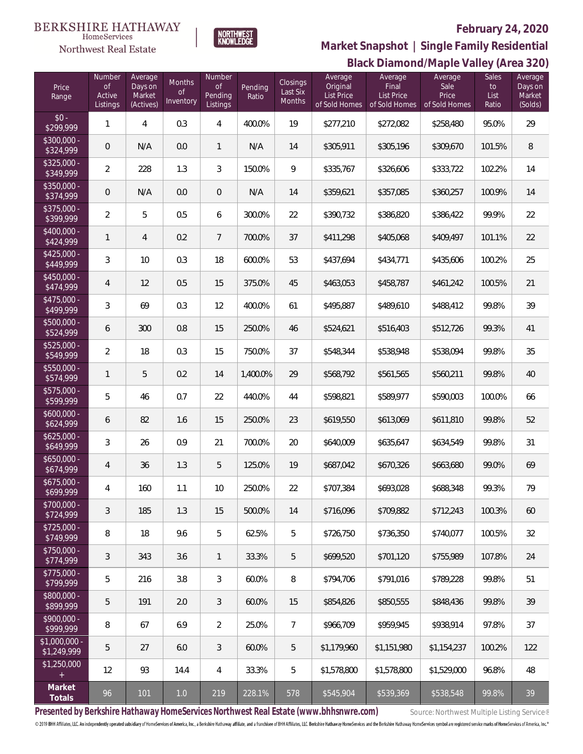BERKSHIRE HATHAWAY HomeServices Northwest Real Estate

NORTHWEST KNOWLEDGE

## February 24, 2020

## Market Snapshot | Single Family Residential

## Black Diamond/Maple Valley (Area 320)

| Price Range | Number of Active Listings | Average Days on Market (Actives) | Months of Inventory | Number of Pending Listings | Pending Ratio | Closings Last Six Months | Average Original List Price of Sold Homes | Average Final List Price of Sold Homes | Average Sale Price of Sold Homes | Sales to List Ratio | Average Days on Market (Solds) |
|---|---|---|---|---|---|---|---|---|---|---|---|
| $0 - $299,999 | 1 | 4 | 0.3 | 4 | 400.0% | 19 | $277,210 | $272,082 | $258,480 | 95.0% | 29 |
| $300,000 - $324,999 | 0 | N/A | 0.0 | 1 | N/A | 14 | $305,911 | $305,196 | $309,670 | 101.5% | 8 |
| $325,000 - $349,999 | 2 | 228 | 1.3 | 3 | 150.0% | 9 | $335,767 | $326,606 | $333,722 | 102.2% | 14 |
| $350,000 - $374,999 | 0 | N/A | 0.0 | 0 | N/A | 14 | $359,621 | $357,085 | $360,257 | 100.9% | 14 |
| $375,000 - $399,999 | 2 | 5 | 0.5 | 6 | 300.0% | 22 | $390,732 | $386,820 | $386,422 | 99.9% | 22 |
| $400,000 - $424,999 | 1 | 4 | 0.2 | 7 | 700.0% | 37 | $411,298 | $405,068 | $409,497 | 101.1% | 22 |
| $425,000 - $449,999 | 3 | 10 | 0.3 | 18 | 600.0% | 53 | $437,694 | $434,771 | $435,606 | 100.2% | 25 |
| $450,000 - $474,999 | 4 | 12 | 0.5 | 15 | 375.0% | 45 | $463,053 | $458,787 | $461,242 | 100.5% | 21 |
| $475,000 - $499,999 | 3 | 69 | 0.3 | 12 | 400.0% | 61 | $495,887 | $489,610 | $488,412 | 99.8% | 39 |
| $500,000 - $524,999 | 6 | 300 | 0.8 | 15 | 250.0% | 46 | $524,621 | $516,403 | $512,726 | 99.3% | 41 |
| $525,000 - $549,999 | 2 | 18 | 0.3 | 15 | 750.0% | 37 | $548,344 | $538,948 | $538,094 | 99.8% | 35 |
| $550,000 - $574,999 | 1 | 5 | 0.2 | 14 | 1,400.0% | 29 | $568,792 | $561,565 | $560,211 | 99.8% | 40 |
| $575,000 - $599,999 | 5 | 46 | 0.7 | 22 | 440.0% | 44 | $598,821 | $589,977 | $590,003 | 100.0% | 66 |
| $600,000 - $624,999 | 6 | 82 | 1.6 | 15 | 250.0% | 23 | $619,550 | $613,069 | $611,810 | 99.8% | 52 |
| $625,000 - $649,999 | 3 | 26 | 0.9 | 21 | 700.0% | 20 | $640,009 | $635,647 | $634,549 | 99.8% | 31 |
| $650,000 - $674,999 | 4 | 36 | 1.3 | 5 | 125.0% | 19 | $687,042 | $670,326 | $663,680 | 99.0% | 69 |
| $675,000 - $699,999 | 4 | 160 | 1.1 | 10 | 250.0% | 22 | $707,384 | $693,028 | $688,348 | 99.3% | 79 |
| $700,000 - $724,999 | 3 | 185 | 1.3 | 15 | 500.0% | 14 | $716,096 | $709,882 | $712,243 | 100.3% | 60 |
| $725,000 - $749,999 | 8 | 18 | 9.6 | 5 | 62.5% | 5 | $726,750 | $736,350 | $740,077 | 100.5% | 32 |
| $750,000 - $774,999 | 3 | 343 | 3.6 | 1 | 33.3% | 5 | $699,520 | $701,120 | $755,989 | 107.8% | 24 |
| $775,000 - $799,999 | 5 | 216 | 3.8 | 3 | 60.0% | 8 | $794,706 | $791,016 | $789,228 | 99.8% | 51 |
| $800,000 - $899,999 | 5 | 191 | 2.0 | 3 | 60.0% | 15 | $854,826 | $850,555 | $848,436 | 99.8% | 39 |
| $900,000 - $999,999 | 8 | 67 | 6.9 | 2 | 25.0% | 7 | $966,709 | $959,945 | $938,914 | 97.8% | 37 |
| $1,000,000 - $1,249,999 | 5 | 27 | 6.0 | 3 | 60.0% | 5 | $1,179,960 | $1,151,980 | $1,154,237 | 100.2% | 122 |
| $1,250,000 + | 12 | 93 | 14.4 | 4 | 33.3% | 5 | $1,578,800 | $1,578,800 | $1,529,000 | 96.8% | 48 |
| **Market Totals** | 96 | 101 | 1.0 | 219 | 228.1% | 578 | $545,904 | $539,369 | $538,548 | 99.8% | 39 |

**Presented by Berkshire Hathaway HomeServices Northwest Real Estate (www.bhhsnwre.com)**

Source: Northwest Multiple Listing Service®

© 2019 BHH Affiliates, LLC. An independently operated subsidiary of HomeServices of America, Inc., a Berkshire Hathaway affiliate, and a franchisee of BHH Affiliates, LLC. Berkshire Hathaway HomeServices and the Berkshire Hathaway HomeServices symbol are registered service marks of HomeServices of America, Inc.®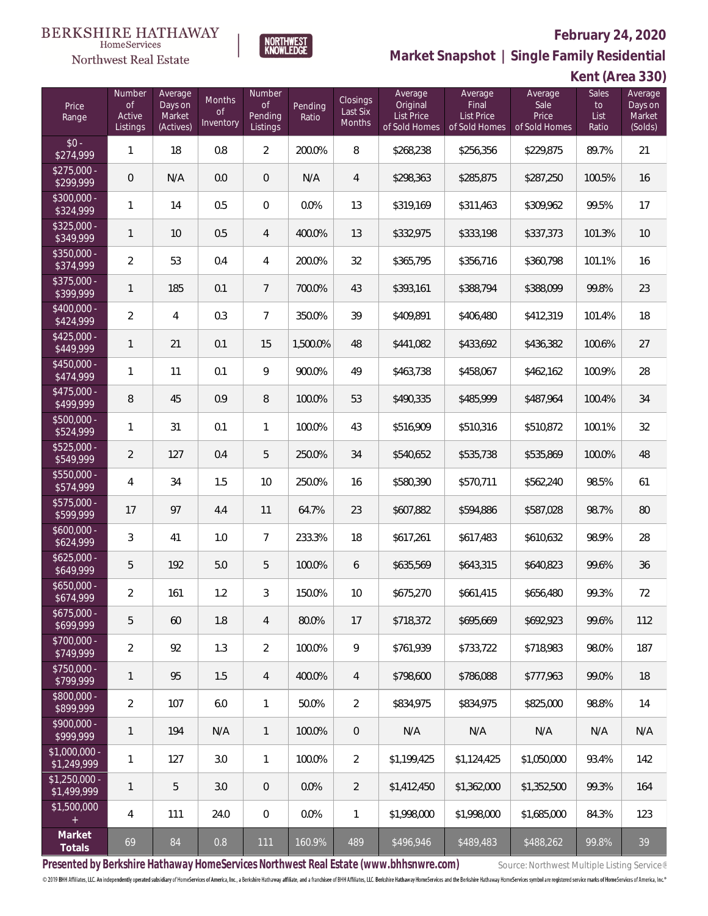BERKSHIRE HATHAWAY HomeServices

Northwest Real Estate

NORTHWEST KNOWLEDGE

**February 24, 2020**

**Market Snapshot | Single Family Residential**

**Kent (Area 330)**

| Price Range | Number of Active Listings | Average Days on Market (Actives) | Months of Inventory | Number of Pending Listings | Pending Ratio | Closings Last Six Months | Average Original List Price of Sold Homes | Average Final List Price of Sold Homes | Average Sale Price of Sold Homes | Sales to List Ratio | Average Days on Market (Solds) |
|---|---|---|---|---|---|---|---|---|---|---|---|
| $0 - $274,999 | 1 | 18 | 0.8 | 2 | 200.0% | 8 | $268,238 | $256,356 | $229,875 | 89.7% | 21 |
| $275,000 - $299,999 | 0 | N/A | 0.0 | 0 | N/A | 4 | $298,363 | $285,875 | $287,250 | 100.5% | 16 |
| $300,000 - $324,999 | 1 | 14 | 0.5 | 0 | 0.0% | 13 | $319,169 | $311,463 | $309,962 | 99.5% | 17 |
| $325,000 - $349,999 | 1 | 10 | 0.5 | 4 | 400.0% | 13 | $332,975 | $333,198 | $337,373 | 101.3% | 10 |
| $350,000 - $374,999 | 2 | 53 | 0.4 | 4 | 200.0% | 32 | $365,795 | $356,716 | $360,798 | 101.1% | 16 |
| $375,000 - $399,999 | 1 | 185 | 0.1 | 7 | 700.0% | 43 | $393,161 | $388,794 | $388,099 | 99.8% | 23 |
| $400,000 - $424,999 | 2 | 4 | 0.3 | 7 | 350.0% | 39 | $409,891 | $406,480 | $412,319 | 101.4% | 18 |
| $425,000 - $449,999 | 1 | 21 | 0.1 | 15 | 1,500.0% | 48 | $441,082 | $433,692 | $436,382 | 100.6% | 27 |
| $450,000 - $474,999 | 1 | 11 | 0.1 | 9 | 900.0% | 49 | $463,738 | $458,067 | $462,162 | 100.9% | 28 |
| $475,000 - $499,999 | 8 | 45 | 0.9 | 8 | 100.0% | 53 | $490,335 | $485,999 | $487,964 | 100.4% | 34 |
| $500,000 - $524,999 | 1 | 31 | 0.1 | 1 | 100.0% | 43 | $516,909 | $510,316 | $510,872 | 100.1% | 32 |
| $525,000 - $549,999 | 2 | 127 | 0.4 | 5 | 250.0% | 34 | $540,652 | $535,738 | $535,869 | 100.0% | 48 |
| $550,000 - $574,999 | 4 | 34 | 1.5 | 10 | 250.0% | 16 | $580,390 | $570,711 | $562,240 | 98.5% | 61 |
| $575,000 - $599,999 | 17 | 97 | 4.4 | 11 | 64.7% | 23 | $607,882 | $594,886 | $587,028 | 98.7% | 80 |
| $600,000 - $624,999 | 3 | 41 | 1.0 | 7 | 233.3% | 18 | $617,261 | $617,483 | $610,632 | 98.9% | 28 |
| $625,000 - $649,999 | 5 | 192 | 5.0 | 5 | 100.0% | 6 | $635,569 | $643,315 | $640,823 | 99.6% | 36 |
| $650,000 - $674,999 | 2 | 161 | 1.2 | 3 | 150.0% | 10 | $675,270 | $661,415 | $656,480 | 99.3% | 72 |
| $675,000 - $699,999 | 5 | 60 | 1.8 | 4 | 80.0% | 17 | $718,372 | $695,669 | $692,923 | 99.6% | 112 |
| $700,000 - $749,999 | 2 | 92 | 1.3 | 2 | 100.0% | 9 | $761,939 | $733,722 | $718,983 | 98.0% | 187 |
| $750,000 - $799,999 | 1 | 95 | 1.5 | 4 | 400.0% | 4 | $798,600 | $786,088 | $777,963 | 99.0% | 18 |
| $800,000 - $899,999 | 2 | 107 | 6.0 | 1 | 50.0% | 2 | $834,975 | $834,975 | $825,000 | 98.8% | 14 |
| $900,000 - $999,999 | 1 | 194 | N/A | 1 | 100.0% | 0 | N/A | N/A | N/A | N/A | N/A |
| $1,000,000 - $1,249,999 | 1 | 127 | 3.0 | 1 | 100.0% | 2 | $1,199,425 | $1,124,425 | $1,050,000 | 93.4% | 142 |
| $1,250,000 - $1,499,999 | 1 | 5 | 3.0 | 0 | 0.0% | 2 | $1,412,450 | $1,362,000 | $1,352,500 | 99.3% | 164 |
| $1,500,000 + | 4 | 111 | 24.0 | 0 | 0.0% | 1 | $1,998,000 | $1,998,000 | $1,685,000 | 84.3% | 123 |
| **Market Totals** | 69 | 84 | 0.8 | 111 | 160.9% | 489 | $496,946 | $489,483 | $488,262 | 99.8% | 39 |

**Presented by Berkshire Hathaway HomeServices Northwest Real Estate (www.bhhsnwre.com)**

Source: Northwest Multiple Listing Service®

© 2019 BHH Affiliates, LLC. An independently operated subsidiary of HomeServices of America, Inc., a Berkshire Hathaway affiliate, and a franchisee of BHH Affiliates, LLC. Berkshire Hathaway HomeServices and the Berkshire Hathaway HomeServices symbol are registered service marks of HomeServices of America, Inc.®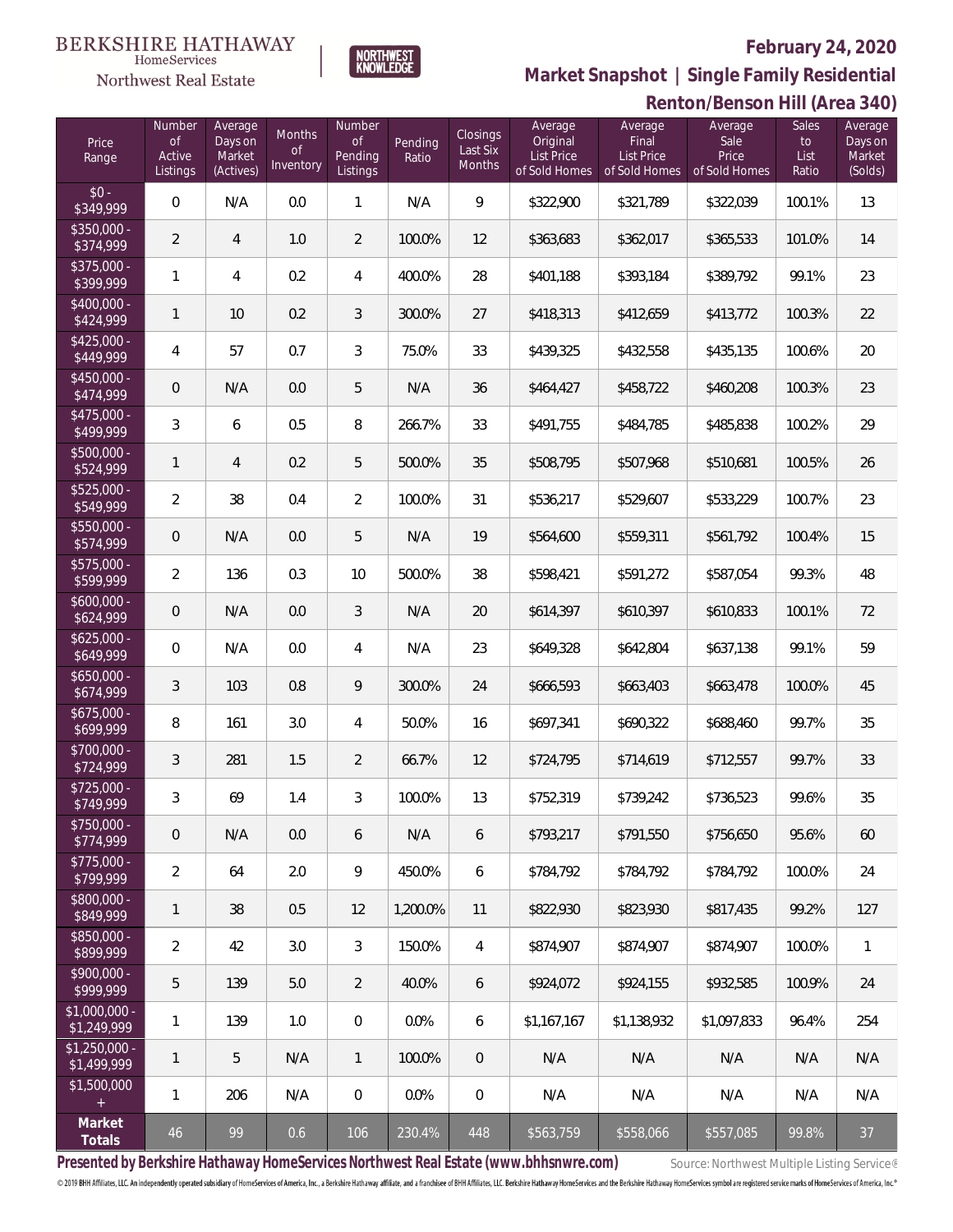BERKSHIRE HATHAWAY HomeServices Northwest Real Estate

NORTHWEST KNOWLEDGE

# February 24, 2020

## Market Snapshot | Single Family Residential

## Renton/Benson Hill (Area 340)

| Price Range | Number of Active Listings | Average Days on Market (Actives) | Months of Inventory | Number of Pending Listings | Pending Ratio | Closings Last Six Months | Average Original List Price of Sold Homes | Average Final List Price of Sold Homes | Average Sale Price of Sold Homes | Sales to List Ratio | Average Days on Market (Solds) |
|---|---|---|---|---|---|---|---|---|---|---|---|
| $0 - $349,999 | 0 | N/A | 0.0 | 1 | N/A | 9 | $322,900 | $321,789 | $322,039 | 100.1% | 13 |
| $350,000 - $374,999 | 2 | 4 | 1.0 | 2 | 100.0% | 12 | $363,683 | $362,017 | $365,533 | 101.0% | 14 |
| $375,000 - $399,999 | 1 | 4 | 0.2 | 4 | 400.0% | 28 | $401,188 | $393,184 | $389,792 | 99.1% | 23 |
| $400,000 - $424,999 | 1 | 10 | 0.2 | 3 | 300.0% | 27 | $418,313 | $412,659 | $413,772 | 100.3% | 22 |
| $425,000 - $449,999 | 4 | 57 | 0.7 | 3 | 75.0% | 33 | $439,325 | $432,558 | $435,135 | 100.6% | 20 |
| $450,000 - $474,999 | 0 | N/A | 0.0 | 5 | N/A | 36 | $464,427 | $458,722 | $460,208 | 100.3% | 23 |
| $475,000 - $499,999 | 3 | 6 | 0.5 | 8 | 266.7% | 33 | $491,755 | $484,785 | $485,838 | 100.2% | 29 |
| $500,000 - $524,999 | 1 | 4 | 0.2 | 5 | 500.0% | 35 | $508,795 | $507,968 | $510,681 | 100.5% | 26 |
| $525,000 - $549,999 | 2 | 38 | 0.4 | 2 | 100.0% | 31 | $536,217 | $529,607 | $533,229 | 100.7% | 23 |
| $550,000 - $574,999 | 0 | N/A | 0.0 | 5 | N/A | 19 | $564,600 | $559,311 | $561,792 | 100.4% | 15 |
| $575,000 - $599,999 | 2 | 136 | 0.3 | 10 | 500.0% | 38 | $598,421 | $591,272 | $587,054 | 99.3% | 48 |
| $600,000 - $624,999 | 0 | N/A | 0.0 | 3 | N/A | 20 | $614,397 | $610,397 | $610,833 | 100.1% | 72 |
| $625,000 - $649,999 | 0 | N/A | 0.0 | 4 | N/A | 23 | $649,328 | $642,804 | $637,138 | 99.1% | 59 |
| $650,000 - $674,999 | 3 | 103 | 0.8 | 9 | 300.0% | 24 | $666,593 | $663,403 | $663,478 | 100.0% | 45 |
| $675,000 - $699,999 | 8 | 161 | 3.0 | 4 | 50.0% | 16 | $697,341 | $690,322 | $688,460 | 99.7% | 35 |
| $700,000 - $724,999 | 3 | 281 | 1.5 | 2 | 66.7% | 12 | $724,795 | $714,619 | $712,557 | 99.7% | 33 |
| $725,000 - $749,999 | 3 | 69 | 1.4 | 3 | 100.0% | 13 | $752,319 | $739,242 | $736,523 | 99.6% | 35 |
| $750,000 - $774,999 | 0 | N/A | 0.0 | 6 | N/A | 6 | $793,217 | $791,550 | $756,650 | 95.6% | 60 |
| $775,000 - $799,999 | 2 | 64 | 2.0 | 9 | 450.0% | 6 | $784,792 | $784,792 | $784,792 | 100.0% | 24 |
| $800,000 - $849,999 | 1 | 38 | 0.5 | 12 | 1,200.0% | 11 | $822,930 | $823,930 | $817,435 | 99.2% | 127 |
| $850,000 - $899,999 | 2 | 42 | 3.0 | 3 | 150.0% | 4 | $874,907 | $874,907 | $874,907 | 100.0% | 1 |
| $900,000 - $999,999 | 5 | 139 | 5.0 | 2 | 40.0% | 6 | $924,072 | $924,155 | $932,585 | 100.9% | 24 |
| $1,000,000 - $1,249,999 | 1 | 139 | 1.0 | 0 | 0.0% | 6 | $1,167,167 | $1,138,932 | $1,097,833 | 96.4% | 254 |
| $1,250,000 - $1,499,999 | 1 | 5 | N/A | 1 | 100.0% | 0 | N/A | N/A | N/A | N/A | N/A |
| $1,500,000 + | 1 | 206 | N/A | 0 | 0.0% | 0 | N/A | N/A | N/A | N/A | N/A |
| **Market Totals** | 46 | 99 | 0.6 | 106 | 230.4% | 448 | $563,759 | $558,066 | $557,085 | 99.8% | 37 |

Presented by Berkshire Hathaway HomeServices Northwest Real Estate (www.bhhsnwre.com)

Source: Northwest Multiple Listing Service®

© 2019 BHH Affiliates, LLC. An independently operated subsidiary of HomeServices of America, Inc., a Berkshire Hathaway affiliate, and a franchisee of BHH Affiliates, LLC. Berkshire Hathaway HomeServices and the Berkshire Hathaway HomeServices symbol are registered service marks of HomeServices of America, Inc.®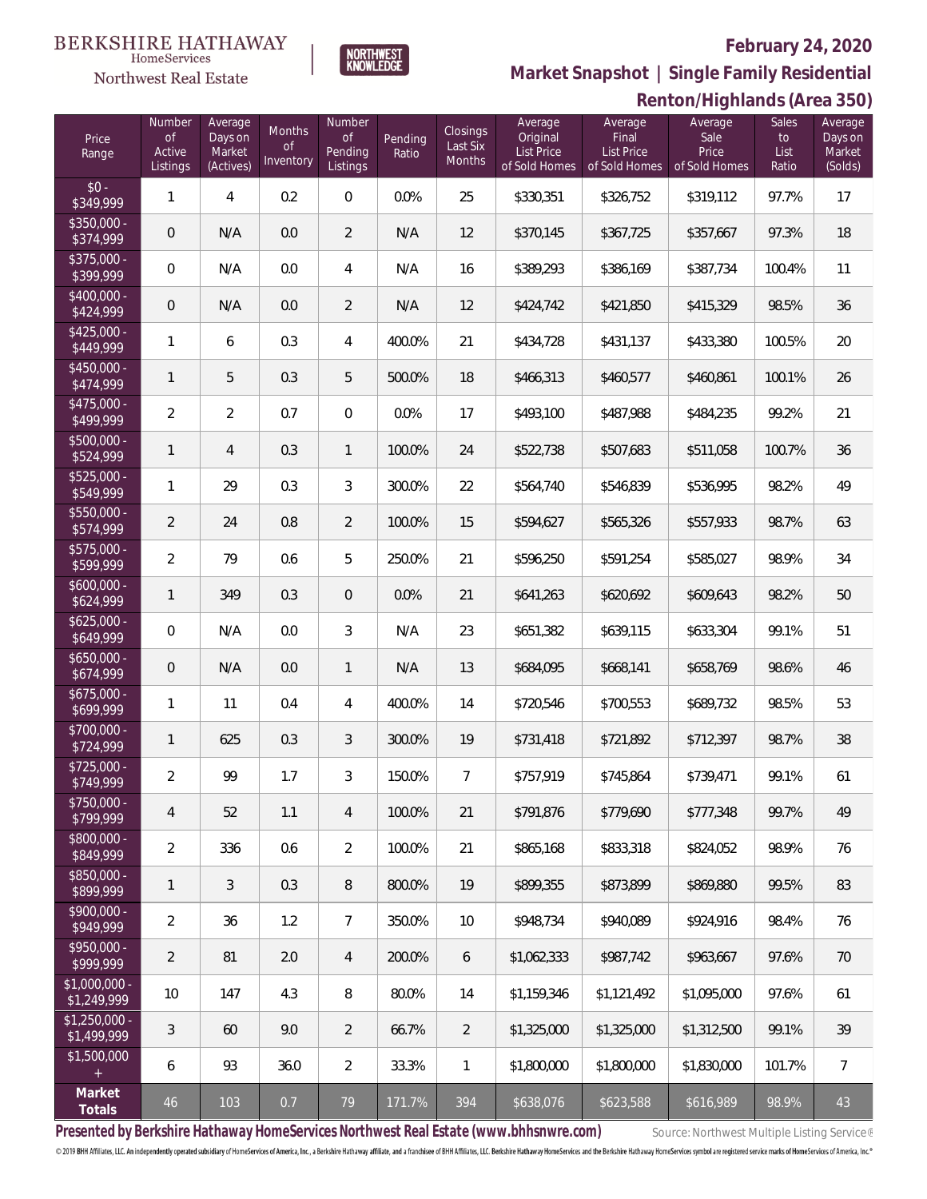BERKSHIRE HATHAWAY HomeServices Northwest Real Estate

NORTHWEST KNOWLEDGE

# February 24, 2020

## Market Snapshot | Single Family Residential

## Renton/Highlands (Area 350)

| Price Range | Number of Active Listings | Average Days on Market (Actives) | Months of Inventory | Number of Pending Listings | Pending Ratio | Closings Last Six Months | Average Original List Price of Sold Homes | Average Final List Price of Sold Homes | Average Sale Price of Sold Homes | Sales to List Ratio | Average Days on Market (Solds) |
|---|---|---|---|---|---|---|---|---|---|---|---|
| $0 - $349,999 | 1 | 4 | 0.2 | 0 | 0.0% | 25 | $330,351 | $326,752 | $319,112 | 97.7% | 17 |
| $350,000 - $374,999 | 0 | N/A | 0.0 | 2 | N/A | 12 | $370,145 | $367,725 | $357,667 | 97.3% | 18 |
| $375,000 - $399,999 | 0 | N/A | 0.0 | 4 | N/A | 16 | $389,293 | $386,169 | $387,734 | 100.4% | 11 |
| $400,000 - $424,999 | 0 | N/A | 0.0 | 2 | N/A | 12 | $424,742 | $421,850 | $415,329 | 98.5% | 36 |
| $425,000 - $449,999 | 1 | 6 | 0.3 | 4 | 400.0% | 21 | $434,728 | $431,137 | $433,380 | 100.5% | 20 |
| $450,000 - $474,999 | 1 | 5 | 0.3 | 5 | 500.0% | 18 | $466,313 | $460,577 | $460,861 | 100.1% | 26 |
| $475,000 - $499,999 | 2 | 2 | 0.7 | 0 | 0.0% | 17 | $493,100 | $487,988 | $484,235 | 99.2% | 21 |
| $500,000 - $524,999 | 1 | 4 | 0.3 | 1 | 100.0% | 24 | $522,738 | $507,683 | $511,058 | 100.7% | 36 |
| $525,000 - $549,999 | 1 | 29 | 0.3 | 3 | 300.0% | 22 | $564,740 | $546,839 | $536,995 | 98.2% | 49 |
| $550,000 - $574,999 | 2 | 24 | 0.8 | 2 | 100.0% | 15 | $594,627 | $565,326 | $557,933 | 98.7% | 63 |
| $575,000 - $599,999 | 2 | 79 | 0.6 | 5 | 250.0% | 21 | $596,250 | $591,254 | $585,027 | 98.9% | 34 |
| $600,000 - $624,999 | 1 | 349 | 0.3 | 0 | 0.0% | 21 | $641,263 | $620,692 | $609,643 | 98.2% | 50 |
| $625,000 - $649,999 | 0 | N/A | 0.0 | 3 | N/A | 23 | $651,382 | $639,115 | $633,304 | 99.1% | 51 |
| $650,000 - $674,999 | 0 | N/A | 0.0 | 1 | N/A | 13 | $684,095 | $668,141 | $658,769 | 98.6% | 46 |
| $675,000 - $699,999 | 1 | 11 | 0.4 | 4 | 400.0% | 14 | $720,546 | $700,553 | $689,732 | 98.5% | 53 |
| $700,000 - $724,999 | 1 | 625 | 0.3 | 3 | 300.0% | 19 | $731,418 | $721,892 | $712,397 | 98.7% | 38 |
| $725,000 - $749,999 | 2 | 99 | 1.7 | 3 | 150.0% | 7 | $757,919 | $745,864 | $739,471 | 99.1% | 61 |
| $750,000 - $799,999 | 4 | 52 | 1.1 | 4 | 100.0% | 21 | $791,876 | $779,690 | $777,348 | 99.7% | 49 |
| $800,000 - $849,999 | 2 | 336 | 0.6 | 2 | 100.0% | 21 | $865,168 | $833,318 | $824,052 | 98.9% | 76 |
| $850,000 - $899,999 | 1 | 3 | 0.3 | 8 | 800.0% | 19 | $899,355 | $873,899 | $869,880 | 99.5% | 83 |
| $900,000 - $949,999 | 2 | 36 | 1.2 | 7 | 350.0% | 10 | $948,734 | $940,089 | $924,916 | 98.4% | 76 |
| $950,000 - $999,999 | 2 | 81 | 2.0 | 4 | 200.0% | 6 | $1,062,333 | $987,742 | $963,667 | 97.6% | 70 |
| $1,000,000 - $1,249,999 | 10 | 147 | 4.3 | 8 | 80.0% | 14 | $1,159,346 | $1,121,492 | $1,095,000 | 97.6% | 61 |
| $1,250,000 - $1,499,999 | 3 | 60 | 9.0 | 2 | 66.7% | 2 | $1,325,000 | $1,325,000 | $1,312,500 | 99.1% | 39 |
| $1,500,000 + | 6 | 93 | 36.0 | 2 | 33.3% | 1 | $1,800,000 | $1,800,000 | $1,830,000 | 101.7% | 7 |
| **Market Totals** | 46 | 103 | 0.7 | 79 | 171.7% | 394 | $638,076 | $623,588 | $616,989 | 98.9% | 43 |

**Presented by Berkshire Hathaway HomeServices Northwest Real Estate (www.bhhsnwre.com)** Source: Northwest Multiple Listing Service®

© 2019 BHH Affiliates, LLC. An independently operated subsidiary of HomeServices of America, Inc., a Berkshire Hathaway affiliate, and a franchisee of BHH Affiliates, LLC. Berkshire Hathaway HomeServices and the Berkshire Hathaway HomeServices symbol are registered service marks of HomeServices of America, Inc.®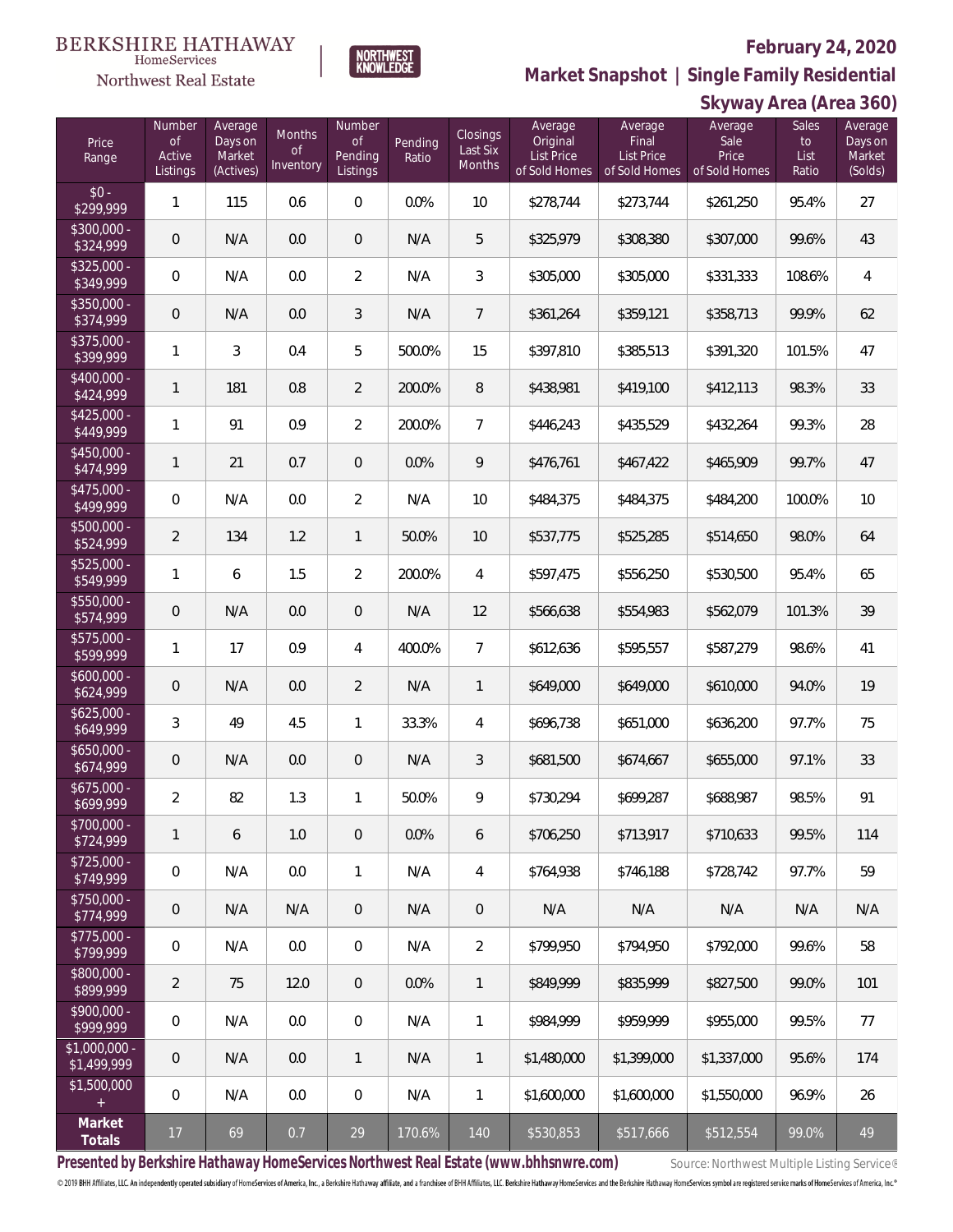BERKSHIRE HATHAWAY HomeServices Northwest Real Estate

NORTHWEST KNOWLEDGE

**February 24, 2020**

**Market Snapshot | Single Family Residential**

**Skyway Area (Area 360)**

| Price Range | Number of Active Listings | Average Days on Market (Actives) | Months of Inventory | Number of Pending Listings | Pending Ratio | Closings Last Six Months | Average Original List Price of Sold Homes | Average Final List Price of Sold Homes | Average Sale Price of Sold Homes | Sales to List Ratio | Average Days on Market (Solds) |
|---|---|---|---|---|---|---|---|---|---|---|---|
| $0 - $299,999 | 1 | 115 | 0.6 | 0 | 0.0% | 10 | $278,744 | $273,744 | $261,250 | 95.4% | 27 |
| $300,000 - $324,999 | 0 | N/A | 0.0 | 0 | N/A | 5 | $325,979 | $308,380 | $307,000 | 99.6% | 43 |
| $325,000 - $349,999 | 0 | N/A | 0.0 | 2 | N/A | 3 | $305,000 | $305,000 | $331,333 | 108.6% | 4 |
| $350,000 - $374,999 | 0 | N/A | 0.0 | 3 | N/A | 7 | $361,264 | $359,121 | $358,713 | 99.9% | 62 |
| $375,000 - $399,999 | 1 | 3 | 0.4 | 5 | 500.0% | 15 | $397,810 | $385,513 | $391,320 | 101.5% | 47 |
| $400,000 - $424,999 | 1 | 181 | 0.8 | 2 | 200.0% | 8 | $438,981 | $419,100 | $412,113 | 98.3% | 33 |
| $425,000 - $449,999 | 1 | 91 | 0.9 | 2 | 200.0% | 7 | $446,243 | $435,529 | $432,264 | 99.3% | 28 |
| $450,000 - $474,999 | 1 | 21 | 0.7 | 0 | 0.0% | 9 | $476,761 | $467,422 | $465,909 | 99.7% | 47 |
| $475,000 - $499,999 | 0 | N/A | 0.0 | 2 | N/A | 10 | $484,375 | $484,375 | $484,200 | 100.0% | 10 |
| $500,000 - $524,999 | 2 | 134 | 1.2 | 1 | 50.0% | 10 | $537,775 | $525,285 | $514,650 | 98.0% | 64 |
| $525,000 - $549,999 | 1 | 6 | 1.5 | 2 | 200.0% | 4 | $597,475 | $556,250 | $530,500 | 95.4% | 65 |
| $550,000 - $574,999 | 0 | N/A | 0.0 | 0 | N/A | 12 | $566,638 | $554,983 | $562,079 | 101.3% | 39 |
| $575,000 - $599,999 | 1 | 17 | 0.9 | 4 | 400.0% | 7 | $612,636 | $595,557 | $587,279 | 98.6% | 41 |
| $600,000 - $624,999 | 0 | N/A | 0.0 | 2 | N/A | 1 | $649,000 | $649,000 | $610,000 | 94.0% | 19 |
| $625,000 - $649,999 | 3 | 49 | 4.5 | 1 | 33.3% | 4 | $696,738 | $651,000 | $636,200 | 97.7% | 75 |
| $650,000 - $674,999 | 0 | N/A | 0.0 | 0 | N/A | 3 | $681,500 | $674,667 | $655,000 | 97.1% | 33 |
| $675,000 - $699,999 | 2 | 82 | 1.3 | 1 | 50.0% | 9 | $730,294 | $699,287 | $688,987 | 98.5% | 91 |
| $700,000 - $724,999 | 1 | 6 | 1.0 | 0 | 0.0% | 6 | $706,250 | $713,917 | $710,633 | 99.5% | 114 |
| $725,000 - $749,999 | 0 | N/A | 0.0 | 1 | N/A | 4 | $764,938 | $746,188 | $728,742 | 97.7% | 59 |
| $750,000 - $774,999 | 0 | N/A | N/A | 0 | N/A | 0 | N/A | N/A | N/A | N/A | N/A |
| $775,000 - $799,999 | 0 | N/A | 0.0 | 0 | N/A | 2 | $799,950 | $794,950 | $792,000 | 99.6% | 58 |
| $800,000 - $899,999 | 2 | 75 | 12.0 | 0 | 0.0% | 1 | $849,999 | $835,999 | $827,500 | 99.0% | 101 |
| $900,000 - $999,999 | 0 | N/A | 0.0 | 0 | N/A | 1 | $984,999 | $959,999 | $955,000 | 99.5% | 77 |
| $1,000,000 - $1,499,999 | 0 | N/A | 0.0 | 1 | N/A | 1 | $1,480,000 | $1,399,000 | $1,337,000 | 95.6% | 174 |
| $1,500,000 + | 0 | N/A | 0.0 | 0 | N/A | 1 | $1,600,000 | $1,600,000 | $1,550,000 | 96.9% | 26 |
| **Market Totals** | 17 | 69 | 0.7 | 29 | 170.6% | 140 | $530,853 | $517,666 | $512,554 | 99.0% | 49 |

**Presented by Berkshire Hathaway HomeServices Northwest Real Estate (www.bhhsnwre.com)**

Source: Northwest Multiple Listing Service®

© 2019 BHH Affiliates, LLC. An independently operated subsidiary of HomeServices of America, Inc., a Berkshire Hathaway affiliate, and a franchisee of BHH Affiliates, LLC. Berkshire Hathaway HomeServices and the Berkshire Hathaway HomeServices symbol are registered service marks of HomeServices of America, Inc.®